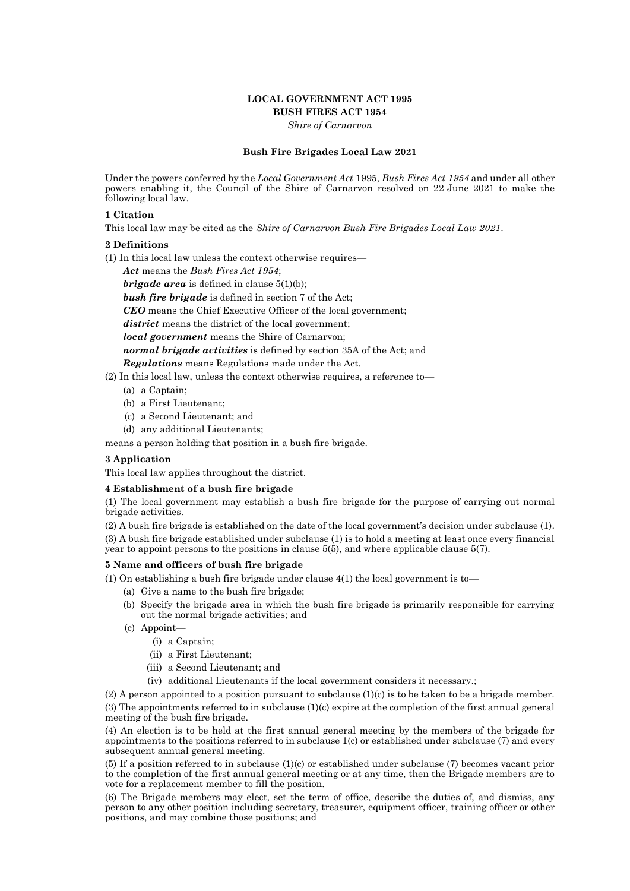**LOCAL GOVERNMENT ACT 1995**
**BUSH FIRES ACT 1954**
*Shire of Carnarvon*

**Bush Fire Brigades Local Law 2021**

Under the powers conferred by the *Local Government Act* 1995, *Bush Fires Act 1954* and under all other powers enabling it, the Council of the Shire of Carnarvon resolved on 22 June 2021 to make the following local law.

### 1 Citation

This local law may be cited as the *Shire of Carnarvon Bush Fire Brigades Local Law 2021*.

### 2 Definitions

(1) In this local law unless the context otherwise requires—

***Act*** means the *Bush Fires Act 1954*;

***brigade area*** is defined in clause 5(1)(b);

***bush fire brigade*** is defined in section 7 of the Act;

***CEO*** means the Chief Executive Officer of the local government;

***district*** means the district of the local government;

***local government*** means the Shire of Carnarvon;

***normal brigade activities*** is defined by section 35A of the Act; and

***Regulations*** means Regulations made under the Act.

(2) In this local law, unless the context otherwise requires, a reference to—

- (a) a Captain;
- (b) a First Lieutenant;
- (c) a Second Lieutenant; and
- (d) any additional Lieutenants;

means a person holding that position in a bush fire brigade.

### 3 Application

This local law applies throughout the district.

### 4 Establishment of a bush fire brigade

(1) The local government may establish a bush fire brigade for the purpose of carrying out normal brigade activities.

(2) A bush fire brigade is established on the date of the local government's decision under subclause (1).

(3) A bush fire brigade established under subclause (1) is to hold a meeting at least once every financial year to appoint persons to the positions in clause 5(5), and where applicable clause 5(7).

### 5 Name and officers of bush fire brigade

(1) On establishing a bush fire brigade under clause 4(1) the local government is to—

- (a) Give a name to the bush fire brigade;
- (b) Specify the brigade area in which the bush fire brigade is primarily responsible for carrying out the normal brigade activities; and
- (c) Appoint—
  - (i) a Captain;
  - (ii) a First Lieutenant;
  - (iii) a Second Lieutenant; and
  - (iv) additional Lieutenants if the local government considers it necessary.;

(2) A person appointed to a position pursuant to subclause (1)(c) is to be taken to be a brigade member.

(3) The appointments referred to in subclause (1)(c) expire at the completion of the first annual general meeting of the bush fire brigade.

(4) An election is to be held at the first annual general meeting by the members of the brigade for appointments to the positions referred to in subclause 1(c) or established under subclause (7) and every subsequent annual general meeting.

(5) If a position referred to in subclause (1)(c) or established under subclause (7) becomes vacant prior to the completion of the first annual general meeting or at any time, then the Brigade members are to vote for a replacement member to fill the position.

(6) The Brigade members may elect, set the term of office, describe the duties of, and dismiss, any person to any other position including secretary, treasurer, equipment officer, training officer or other positions, and may combine those positions; and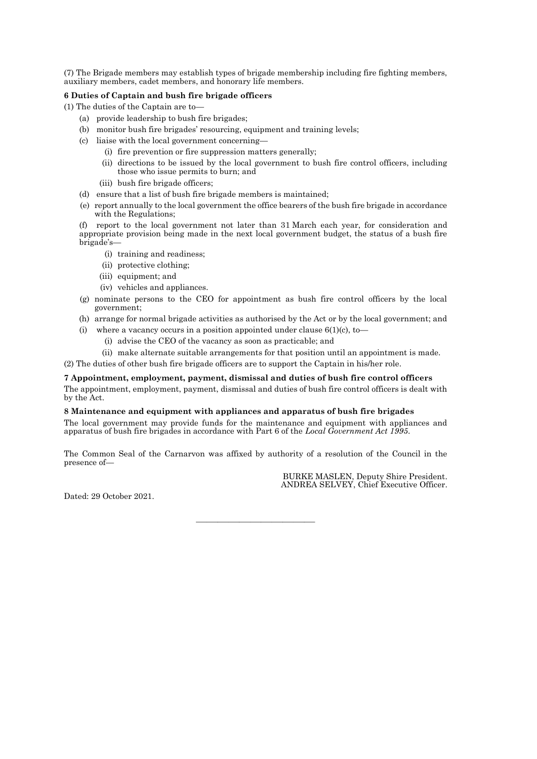(7) The Brigade members may establish types of brigade membership including fire fighting members, auxiliary members, cadet members, and honorary life members.

**6 Duties of Captain and bush fire brigade officers**

(1) The duties of the Captain are to—

- (a) provide leadership to bush fire brigades;
- (b) monitor bush fire brigades' resourcing, equipment and training levels;
- (c) liaise with the local government concerning—
  - (i) fire prevention or fire suppression matters generally;
  - (ii) directions to be issued by the local government to bush fire control officers, including those who issue permits to burn; and
  - (iii) bush fire brigade officers;
- (d) ensure that a list of bush fire brigade members is maintained;
- (e) report annually to the local government the office bearers of the bush fire brigade in accordance with the Regulations;
- (f) report to the local government not later than 31 March each year, for consideration and appropriate provision being made in the next local government budget, the status of a bush fire brigade's—
  - (i) training and readiness;
  - (ii) protective clothing;
  - (iii) equipment; and
  - (iv) vehicles and appliances.
- (g) nominate persons to the CEO for appointment as bush fire control officers by the local government;
- (h) arrange for normal brigade activities as authorised by the Act or by the local government; and
- (i) where a vacancy occurs in a position appointed under clause 6(1)(c), to—
  - (i) advise the CEO of the vacancy as soon as practicable; and
  - (ii) make alternate suitable arrangements for that position until an appointment is made.

(2) The duties of other bush fire brigade officers are to support the Captain in his/her role.

**7 Appointment, employment, payment, dismissal and duties of bush fire control officers**

The appointment, employment, payment, dismissal and duties of bush fire control officers is dealt with by the Act.

**8 Maintenance and equipment with appliances and apparatus of bush fire brigades**

The local government may provide funds for the maintenance and equipment with appliances and apparatus of bush fire brigades in accordance with Part 6 of the *Local Government Act 1995*.

The Common Seal of the Carnarvon was affixed by authority of a resolution of the Council in the presence of—

BURKE MASLEN, Deputy Shire President.
ANDREA SELVEY, Chief Executive Officer.

Dated: 29 October 2021.

---